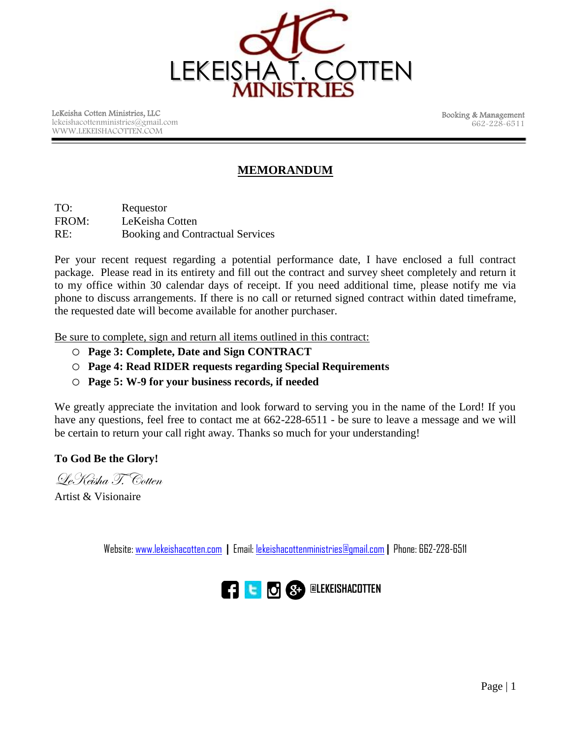# LEKEISHA T. COTTEN MINISTRIES

LeKeisha Cotten Ministries, LLC
lekeishacottenministries@gmail.com
WWW.LEKEISHACOTTEN.COM

Booking & Management
662-228-6511

## MEMORANDUM

TO: Requestor
FROM: LeKeisha Cotten
RE: Booking and Contractual Services

Per your recent request regarding a potential performance date, I have enclosed a full contract package. Please read in its entirety and fill out the contract and survey sheet completely and return it to my office within 30 calendar days of receipt. If you need additional time, please notify me via phone to discuss arrangements. If there is no call or returned signed contract within dated timeframe, the requested date will become available for another purchaser.

Be sure to complete, sign and return all items outlined in this contract:

- **Page 3: Complete, Date and Sign CONTRACT**
- **Page 4: Read RIDER requests regarding Special Requirements**
- **Page 5: W-9 for your business records, if needed**

We greatly appreciate the invitation and look forward to serving you in the name of the Lord! If you have any questions, feel free to contact me at 662-228-6511 - be sure to leave a message and we will be certain to return your call right away. Thanks so much for your understanding!

**To God Be the Glory!**

*LeKeisha T. Cotten*
Artist & Visionaire

Website: www.lekeishacotten.com | Email: lekeishacottenministries@gmail.com | Phone: 662-228-6511

@LEKEISHACOTTEN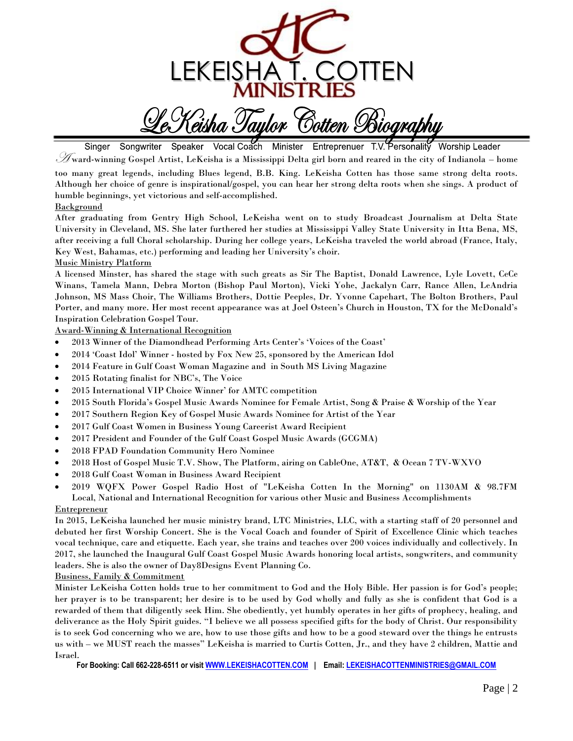# LEKEISHA T. COTTEN MINISTRIES

## LeKeisha Taylor Cotten Biography

Singer Songwriter Speaker Vocal Coach Minister Entreprenuer T.V. Personality Worship Leader

Award-winning Gospel Artist, LeKeisha is a Mississippi Delta girl born and reared in the city of Indianola – home too many great legends, including Blues legend, B.B. King. LeKeisha Cotten has those same strong delta roots. Although her choice of genre is inspirational/gospel, you can hear her strong delta roots when she sings. A product of humble beginnings, yet victorious and self-accomplished.

### Background

After graduating from Gentry High School, LeKeisha went on to study Broadcast Journalism at Delta State University in Cleveland, MS. She later furthered her studies at Mississippi Valley State University in Itta Bena, MS, after receiving a full Choral scholarship. During her college years, LeKeisha traveled the world abroad (France, Italy, Key West, Bahamas, etc.) performing and leading her University's choir.

### Music Ministry Platform

A licensed Minster, has shared the stage with such greats as Sir The Baptist, Donald Lawrence, Lyle Lovett, CeCe Winans, Tamela Mann, Debra Morton (Bishop Paul Morton), Vicki Yohe, Jackalyn Carr, Rance Allen, LeAndria Johnson, MS Mass Choir, The Williams Brothers, Dottie Peeples, Dr. Yvonne Capehart, The Bolton Brothers, Paul Porter, and many more. Her most recent appearance was at Joel Osteen's Church in Houston, TX for the McDonald's Inspiration Celebration Gospel Tour.

### Award-Winning & International Recognition

- 2013 Winner of the Diamondhead Performing Arts Center's 'Voices of the Coast'
- 2014 'Coast Idol' Winner - hosted by Fox New 25, sponsored by the American Idol
- 2014 Feature in Gulf Coast Woman Magazine and in South MS Living Magazine
- 2015 Rotating finalist for NBC's, The Voice
- 2015 International VIP Choice Winner' for AMTC competition
- 2015 South Florida's Gospel Music Awards Nominee for Female Artist, Song & Praise & Worship of the Year
- 2017 Southern Region Key of Gospel Music Awards Nominee for Artist of the Year
- 2017 Gulf Coast Women in Business Young Careerist Award Recipient
- 2017 President and Founder of the Gulf Coast Gospel Music Awards (GCGMA)
- 2018 FPAD Foundation Community Hero Nominee
- 2018 Host of Gospel Music T.V. Show, The Platform, airing on CableOne, AT&T, & Ocean 7 TV-WXVO
- 2018 Gulf Coast Woman in Business Award Recipient
- 2019 WQFX Power Gospel Radio Host of "LeKeisha Cotten In the Morning" on 1130AM & 98.7FM Local, National and International Recognition for various other Music and Business Accomplishments

### Entrepreneur

In 2015, LeKeisha launched her music ministry brand, LTC Ministries, LLC, with a starting staff of 20 personnel and debuted her first Worship Concert. She is the Vocal Coach and founder of Spirit of Excellence Clinic which teaches vocal technique, care and etiquette. Each year, she trains and teaches over 200 voices individually and collectively. In 2017, she launched the Inaugural Gulf Coast Gospel Music Awards honoring local artists, songwriters, and community leaders. She is also the owner of Day8Designs Event Planning Co.

### Business, Family & Commitment

Minister LeKeisha Cotten holds true to her commitment to God and the Holy Bible. Her passion is for God's people; her prayer is to be transparent; her desire is to be used by God wholly and fully as she is confident that God is a rewarded of them that diligently seek Him. She obediently, yet humbly operates in her gifts of prophecy, healing, and deliverance as the Holy Spirit guides. "I believe we all possess specified gifts for the body of Christ. Our responsibility is to seek God concerning who we are, how to use those gifts and how to be a good steward over the things he entrusts us with – we MUST reach the masses" LeKeisha is married to Curtis Cotten, Jr., and they have 2 children, Mattie and Israel.

**For Booking: Call 662-228-6511 or visit WWW.LEKEISHACOTTEN.COM | Email: LEKEISHACOTTENMINISTRIES@GMAIL.COM**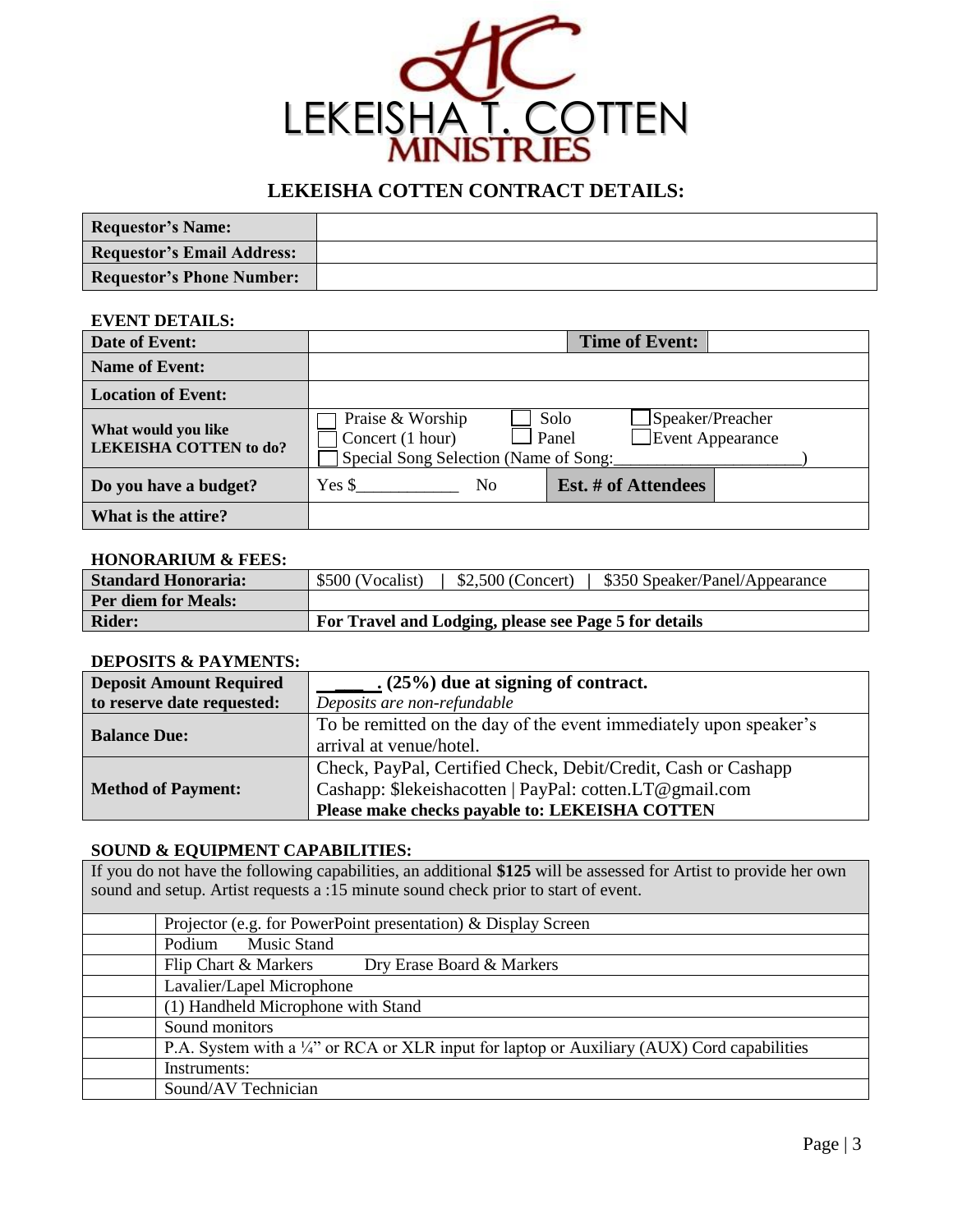LEKEISHA T. COTTEN MINISTRIES

## LEKEISHA COTTEN CONTRACT DETAILS:

| **Requestor's Name:** | |
|---|---|
| **Requestor's Email Address:** | |
| **Requestor's Phone Number:** | |

### EVENT DETAILS:

| **Date of Event:** | | **Time of Event:** | |
|---|---|---|---|
| **Name of Event:** | | | |
| **Location of Event:** | | | |
| **What would you like LEKEISHA COTTEN to do?** | ☐ Praise & Worship ☐ Solo ☐ Speaker/Preacher ☐ Concert (1 hour) ☐ Panel ☐ Event Appearance ☐ Special Song Selection (Name of Song:____________________) | | |
| **Do you have a budget?** | Yes $___________ No | **Est. # of Attendees** | |
| **What is the attire?** | | | |

### HONORARIUM & FEES:

| **Standard Honoraria:** | $500 (Vocalist) \| $2,500 (Concert) \| $350 Speaker/Panel/Appearance |
|---|---|
| **Per diem for Meals:** | |
| **Rider:** | **For Travel and Lodging, please see Page 5 for details** |

### DEPOSITS & PAYMENTS:

| **Deposit Amount Required to reserve date requested:** | **\_\_\_\_\_. (25%) due at signing of contract.** *Deposits are non-refundable* |
|---|---|
| **Balance Due:** | To be remitted on the day of the event immediately upon speaker's arrival at venue/hotel. |
| **Method of Payment:** | Check, PayPal, Certified Check, Debit/Credit, Cash or Cashapp<br>Cashapp: $lekeishacotten \| PayPal: cotten.LT@gmail.com<br>**Please make checks payable to: LEKEISHA COTTEN** |

### SOUND & EQUIPMENT CAPABILITIES:

If you do not have the following capabilities, an additional **$125** will be assessed for Artist to provide her own sound and setup. Artist requests a :15 minute sound check prior to start of event.

| | |
|---|---|
| | Projector (e.g. for PowerPoint presentation) & Display Screen |
| | Podium Music Stand |
| | Flip Chart & Markers Dry Erase Board & Markers |
| | Lavalier/Lapel Microphone |
| | (1) Handheld Microphone with Stand |
| | Sound monitors |
| | P.A. System with a ¼" or RCA or XLR input for laptop or Auxiliary (AUX) Cord capabilities |
| | Instruments: |
| | Sound/AV Technician |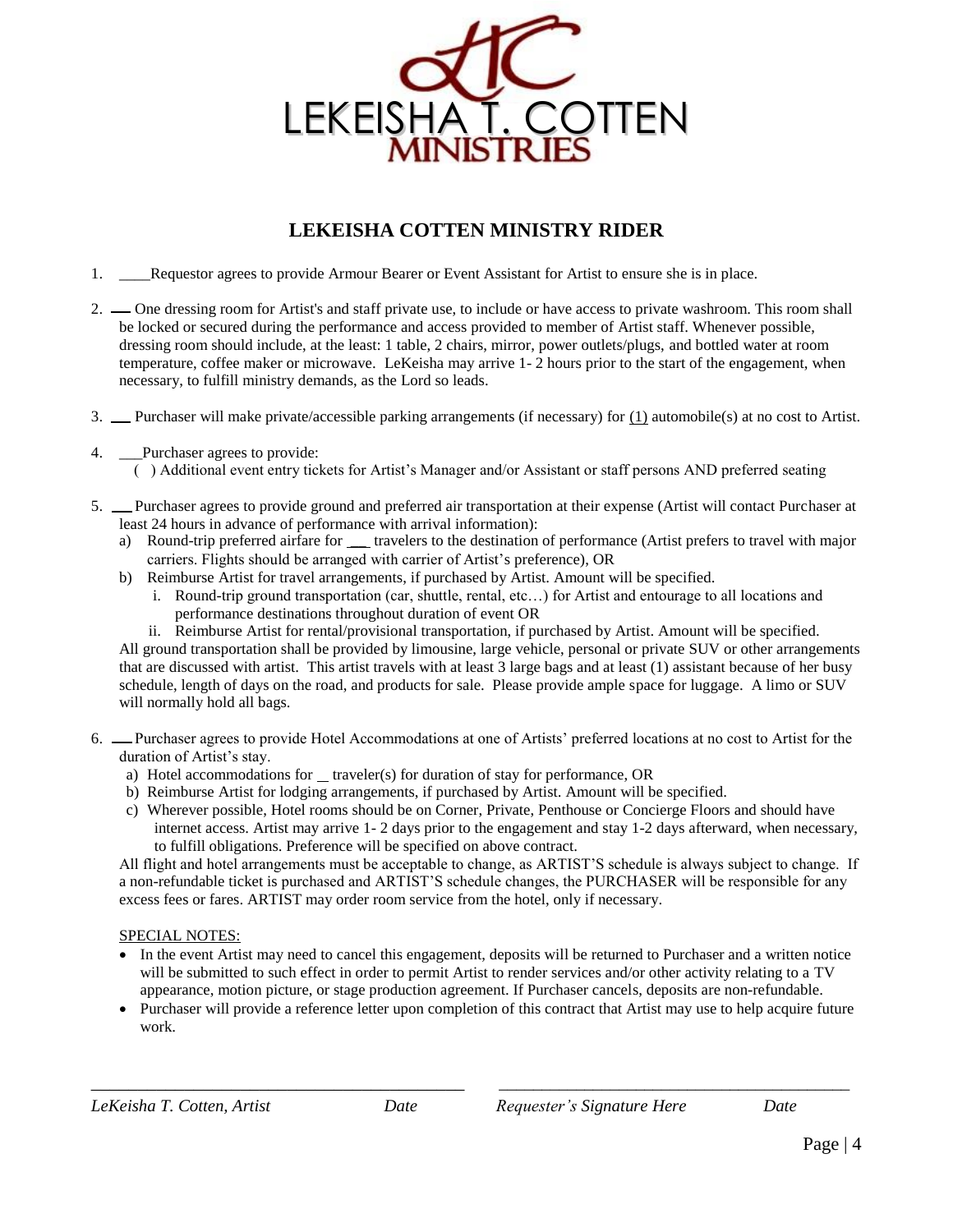LEKEISHA T. COTTEN MINISTRIES

# LEKEISHA COTTEN MINISTRY RIDER

1. ____Requestor agrees to provide Armour Bearer or Event Assistant for Artist to ensure she is in place.

2. __ One dressing room for Artist's and staff private use, to include or have access to private washroom. This room shall be locked or secured during the performance and access provided to member of Artist staff. Whenever possible, dressing room should include, at the least: 1 table, 2 chairs, mirror, power outlets/plugs, and bottled water at room temperature, coffee maker or microwave. LeKeisha may arrive 1- 2 hours prior to the start of the engagement, when necessary, to fulfill ministry demands, as the Lord so leads.

3. __ Purchaser will make private/accessible parking arrangements (if necessary) for (1) automobile(s) at no cost to Artist.

4. ___Purchaser agrees to provide:
   ( ) Additional event entry tickets for Artist's Manager and/or Assistant or staff persons AND preferred seating

5. __ Purchaser agrees to provide ground and preferred air transportation at their expense (Artist will contact Purchaser at least 24 hours in advance of performance with arrival information):
   a) Round-trip preferred airfare for ___ travelers to the destination of performance (Artist prefers to travel with major carriers. Flights should be arranged with carrier of Artist's preference), OR
   b) Reimburse Artist for travel arrangements, if purchased by Artist. Amount will be specified.
      i. Round-trip ground transportation (car, shuttle, rental, etc…) for Artist and entourage to all locations and performance destinations throughout duration of event OR
      ii. Reimburse Artist for rental/provisional transportation, if purchased by Artist. Amount will be specified.

   All ground transportation shall be provided by limousine, large vehicle, personal or private SUV or other arrangements that are discussed with artist. This artist travels with at least 3 large bags and at least (1) assistant because of her busy schedule, length of days on the road, and products for sale. Please provide ample space for luggage. A limo or SUV will normally hold all bags.

6. __ Purchaser agrees to provide Hotel Accommodations at one of Artists' preferred locations at no cost to Artist for the duration of Artist's stay.
   a) Hotel accommodations for _ traveler(s) for duration of stay for performance, OR
   b) Reimburse Artist for lodging arrangements, if purchased by Artist. Amount will be specified.
   c) Wherever possible, Hotel rooms should be on Corner, Private, Penthouse or Concierge Floors and should have internet access. Artist may arrive 1- 2 days prior to the engagement and stay 1-2 days afterward, when necessary, to fulfill obligations. Preference will be specified on above contract.

   All flight and hotel arrangements must be acceptable to change, as ARTIST'S schedule is always subject to change. If a non-refundable ticket is purchased and ARTIST'S schedule changes, the PURCHASER will be responsible for any excess fees or fares. ARTIST may order room service from the hotel, only if necessary.

   SPECIAL NOTES:

   - In the event Artist may need to cancel this engagement, deposits will be returned to Purchaser and a written notice will be submitted to such effect in order to permit Artist to render services and/or other activity relating to a TV appearance, motion picture, or stage production agreement. If Purchaser cancels, deposits are non-refundable.
   - Purchaser will provide a reference letter upon completion of this contract that Artist may use to help acquire future work.

______________________________________________ ______________________________________________

*LeKeisha T. Cotten, Artist* *Date* *Requester's Signature Here* *Date*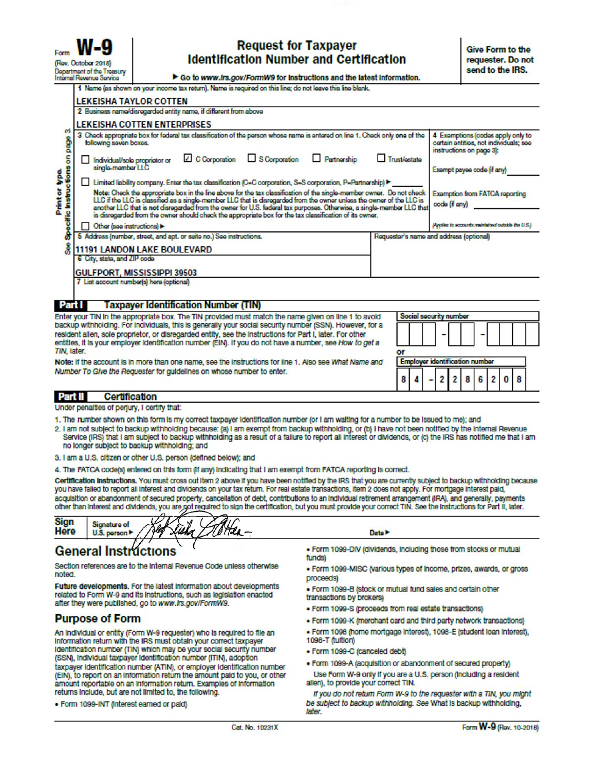Form **W-9**
(Rev. October 2018)
Department of the Treasury
Internal Revenue Service

# Request for Taxpayer Identification Number and Certification

▶ Go to www.irs.gov/FormW9 for instructions and the latest information.

**Give Form to the requester. Do not send to the IRS.**

Print or type.
See Specific Instructions on page 3.

1 Name (as shown on your income tax return). Name is required on this line; do not leave this line blank.

LEKEISHA TAYLOR COTTEN

2 Business name/disregarded entity name, if different from above

LEKEISHA COTTEN ENTERPRISES

3 Check appropriate box for federal tax classification of the person whose name is entered on line 1. Check only **one** of the following seven boxes.

☐ Individual/sole proprietor or single-member LLC ☑ C Corporation ☐ S Corporation ☐ Partnership ☐ Trust/estate

☐ Limited liability company. Enter the tax classification (C=C corporation, S=S corporation, P=Partnership) ▶ ________

**Note:** Check the appropriate box in the line above for the tax classification of the single-member owner. Do not check LLC if the LLC is classified as a single-member LLC that is disregarded from the owner unless the owner of the LLC is another LLC that is **not** disregarded from the owner for U.S. federal tax purposes. Otherwise, a single-member LLC that is disregarded from the owner should check the appropriate box for the tax classification of its owner.

☐ Other (see instructions) ▶

4 Exemptions (codes apply only to certain entities, not individuals; see instructions on page 3):

Exempt payee code (if any) ________

Exemption from FATCA reporting code (if any) ________

(Applies to accounts maintained outside the U.S.)

5 Address (number, street, and apt. or suite no.) See instructions.

11191 LANDON LAKE BOULEVARD

Requester's name and address (optional)

6 City, state, and ZIP code

GULFPORT, MISSISSIPPI 39503

7 List account number(s) here (optional)

## Part I Taxpayer Identification Number (TIN)

Enter your TIN in the appropriate box. The TIN provided must match the name given on line 1 to avoid backup withholding. For individuals, this is generally your social security number (SSN). However, for a resident alien, sole proprietor, or disregarded entity, see the instructions for Part I, later. For other entities, it is your employer identification number (EIN). If you do not have a number, see *How to get a TIN*, later.

**Note:** If the account is in more than one name, see the instructions for line 1. Also see *What Name and Number To Give the Requester* for guidelines on whose number to enter.

Social security number

[ ][ ][ ] – [ ][ ] – [ ][ ][ ][ ]

or

Employer identification number

8 4 – 2 2 8 6 2 0 8

## Part II Certification

Under penalties of perjury, I certify that:

1. The number shown on this form is my correct taxpayer identification number (or I am waiting for a number to be issued to me); and
2. I am not subject to backup withholding because: (a) I am exempt from backup withholding, or (b) I have not been notified by the Internal Revenue Service (IRS) that I am subject to backup withholding as a result of a failure to report all interest or dividends, or (c) the IRS has notified me that I am no longer subject to backup withholding; and
3. I am a U.S. citizen or other U.S. person (defined below); and
4. The FATCA code(s) entered on this form (if any) indicating that I am exempt from FATCA reporting is correct.

**Certification instructions.** You must cross out item 2 above if you have been notified by the IRS that you are currently subject to backup withholding because you have failed to report all interest and dividends on your tax return. For real estate transactions, item 2 does not apply. For mortgage interest paid, acquisition or abandonment of secured property, cancellation of debt, contributions to an individual retirement arrangement (IRA), and generally, payments other than interest and dividends, you are not required to sign the certification, but you must provide your correct TIN. See the instructions for Part II, later.

**Sign Here** Signature of U.S. person ▶ LeKeisha Cotten Date ▶

## General Instructions

Section references are to the Internal Revenue Code unless otherwise noted.

**Future developments.** For the latest information about developments related to Form W-9 and its instructions, such as legislation enacted after they were published, go to *www.irs.gov/FormW9*.

## Purpose of Form

An individual or entity (Form W-9 requester) who is required to file an information return with the IRS must obtain your correct taxpayer identification number (TIN) which may be your social security number (SSN), individual taxpayer identification number (ITIN), adoption taxpayer identification number (ATIN), or employer identification number (EIN), to report on an information return the amount paid to you, or other amount reportable on an information return. Examples of information returns include, but are not limited to, the following.

- Form 1099-INT (interest earned or paid)
- Form 1099-DIV (dividends, including those from stocks or mutual funds)
- Form 1099-MISC (various types of income, prizes, awards, or gross proceeds)
- Form 1099-B (stock or mutual fund sales and certain other transactions by brokers)
- Form 1099-S (proceeds from real estate transactions)
- Form 1099-K (merchant card and third party network transactions)
- Form 1098 (home mortgage interest), 1098-E (student loan interest), 1098-T (tuition)
- Form 1099-C (canceled debt)
- Form 1099-A (acquisition or abandonment of secured property)

Use Form W-9 only if you are a U.S. person (including a resident alien), to provide your correct TIN.

*If you do not return Form W-9 to the requester with a TIN, you might be subject to backup withholding. See* What is backup withholding, *later.*

Cat. No. 10231X

Form **W-9** (Rev. 10-2018)